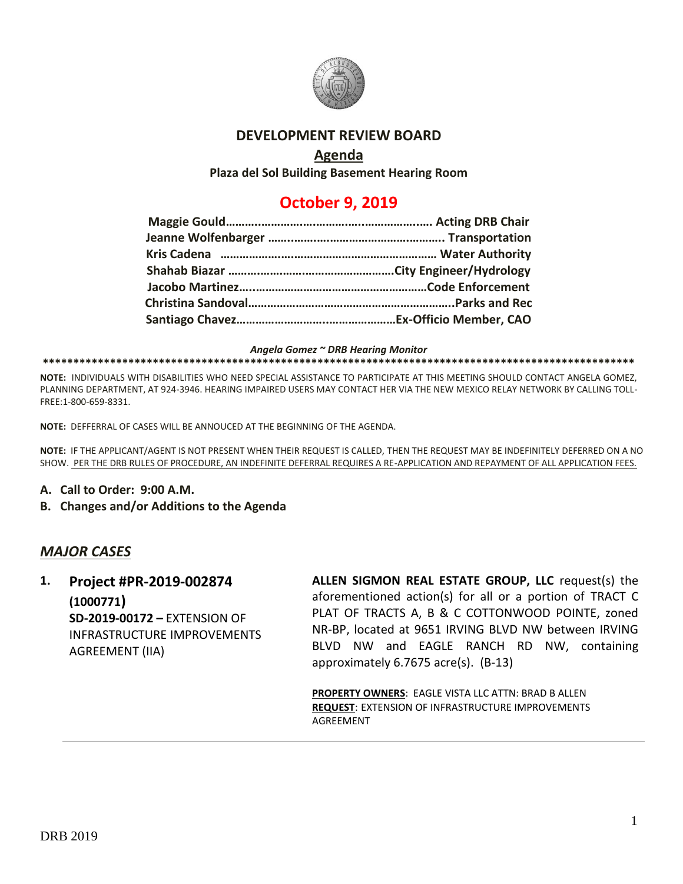# DEVELOPMENT REVIEW BOARD

## Agenda

**Plaza del Sol Building Basement Hearing Room**

## October 9, 2019

**Maggie Gould………………………………………………….. Acting DRB Chair**
**Jeanne Wolfenbarger ……………………………………………. Transportation**
**Kris Cadena ………………………………………………………… Water Authority**
**Shahab Biazar ……………………………………………City Engineer/Hydrology**
**Jacobo Martinez………………………………………………Code Enforcement**
**Christina Sandoval…………………………………………………..Parks and Rec**
**Santiago Chavez……………………………………………Ex-Officio Member, CAO**

***Angela Gomez ~ DRB Hearing Monitor***

****************************************************************************************************

**NOTE:** INDIVIDUALS WITH DISABILITIES WHO NEED SPECIAL ASSISTANCE TO PARTICIPATE AT THIS MEETING SHOULD CONTACT ANGELA GOMEZ, PLANNING DEPARTMENT, AT 924-3946. HEARING IMPAIRED USERS MAY CONTACT HER VIA THE NEW MEXICO RELAY NETWORK BY CALLING TOLL-FREE:1-800-659-8331.

**NOTE:** DEFFERRAL OF CASES WILL BE ANNOUCED AT THE BEGINNING OF THE AGENDA.

**NOTE:** IF THE APPLICANT/AGENT IS NOT PRESENT WHEN THEIR REQUEST IS CALLED, THEN THE REQUEST MAY BE INDEFINITELY DEFERRED ON A NO SHOW. PER THE DRB RULES OF PROCEDURE, AN INDEFINITE DEFERRAL REQUIRES A RE-APPLICATION AND REPAYMENT OF ALL APPLICATION FEES.

**A. Call to Order: 9:00 A.M.**

**B. Changes and/or Additions to the Agenda**

## *MAJOR CASES*

**1. Project #PR-2019-002874 (1000771)**
**SD-2019-00172 –** EXTENSION OF INFRASTRUCTURE IMPROVEMENTS AGREEMENT (IIA)

**ALLEN SIGMON REAL ESTATE GROUP, LLC** request(s) the aforementioned action(s) for all or a portion of TRACT C PLAT OF TRACTS A, B & C COTTONWOOD POINTE, zoned NR-BP, located at 9651 IRVING BLVD NW between IRVING BLVD NW and EAGLE RANCH RD NW, containing approximately 6.7675 acre(s). (B-13)

**PROPERTY OWNERS**: EAGLE VISTA LLC ATTN: BRAD B ALLEN
**REQUEST**: EXTENSION OF INFRASTRUCTURE IMPROVEMENTS AGREEMENT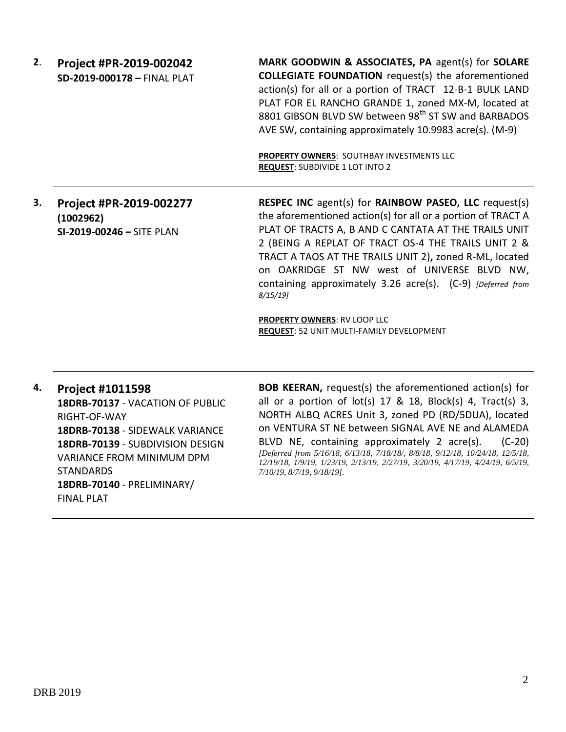**2. Project #PR-2019-002042**
**SD-2019-000178 –** FINAL PLAT

**MARK GOODWIN & ASSOCIATES, PA** agent(s) for **SOLARE COLLEGIATE FOUNDATION** request(s) the aforementioned action(s) for all or a portion of TRACT 12-B-1 BULK LAND PLAT FOR EL RANCHO GRANDE 1, zoned MX-M, located at 8801 GIBSON BLVD SW between 98th ST SW and BARBADOS AVE SW, containing approximately 10.9983 acre(s). (M-9)

**PROPERTY OWNERS**: SOUTHBAY INVESTMENTS LLC
**REQUEST**: SUBDIVIDE 1 LOT INTO 2

---

**3. Project #PR-2019-002277**
**(1002962)**
**SI-2019-00246 –** SITE PLAN

**RESPEC INC** agent(s) for **RAINBOW PASEO, LLC** request(s) the aforementioned action(s) for all or a portion of TRACT A PLAT OF TRACTS A, B AND C CANTATA AT THE TRAILS UNIT 2 (BEING A REPLAT OF TRACT OS-4 THE TRAILS UNIT 2 & TRACT A TAOS AT THE TRAILS UNIT 2)**,** zoned R-ML, located on OAKRIDGE ST NW west of UNIVERSE BLVD NW, containing approximately 3.26 acre(s). (C-9) *[Deferred from 8/15/19]*

**PROPERTY OWNERS**: RV LOOP LLC
**REQUEST**: 52 UNIT MULTI-FAMILY DEVELOPMENT

---

**4. Project #1011598**
**18DRB-70137** - VACATION OF PUBLIC RIGHT-OF-WAY
**18DRB-70138** - SIDEWALK VARIANCE
**18DRB-70139** - SUBDIVISION DESIGN VARIANCE FROM MINIMUM DPM STANDARDS
**18DRB-70140** - PRELIMINARY/ FINAL PLAT

**BOB KEERAN,** request(s) the aforementioned action(s) for all or a portion of lot(s) 17 & 18, Block(s) 4, Tract(s) 3, NORTH ALBQ ACRES Unit 3, zoned PD (RD/5DUA), located on VENTURA ST NE between SIGNAL AVE NE and ALAMEDA BLVD NE, containing approximately 2 acre(s). (C-20) *[Deferred from 5/16/18, 6/13/18, 7/18/18/, 8/8/18, 9/12/18, 10/24/18, 12/5/18, 12/19/18, 1/9/19, 1/23/19, 2/13/19, 2/27/19, 3/20/19, 4/17/19, 4/24/19, 6/5/19, 7/10/19, 8/7/19, 9/18/19]*.

---

DRB 2019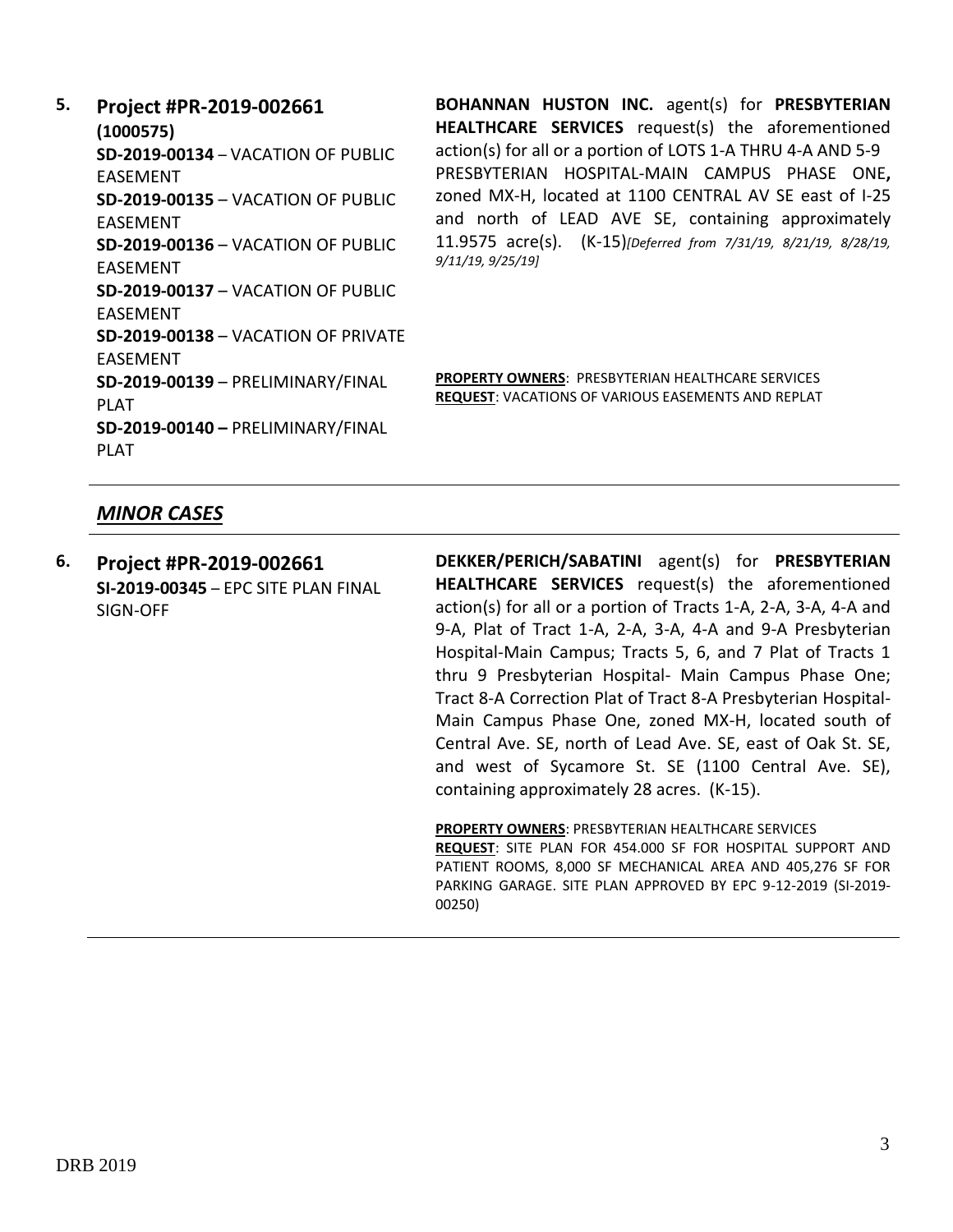| | | |
|---|---|---|
| **5.** | **Project #PR-2019-002661 (1000575)**<br>**SD-2019-00134** – VACATION OF PUBLIC EASEMENT<br>**SD-2019-00135** – VACATION OF PUBLIC EASEMENT<br>**SD-2019-00136** – VACATION OF PUBLIC EASEMENT<br>**SD-2019-00137** – VACATION OF PUBLIC EASEMENT<br>**SD-2019-00138** – VACATION OF PRIVATE EASEMENT<br>**SD-2019-00139** – PRELIMINARY/FINAL PLAT<br>**SD-2019-00140 –** PRELIMINARY/FINAL PLAT | **BOHANNAN HUSTON INC.** agent(s) for **PRESBYTERIAN HEALTHCARE SERVICES** request(s) the aforementioned action(s) for all or a portion of LOTS 1-A THRU 4-A AND 5-9 PRESBYTERIAN HOSPITAL-MAIN CAMPUS PHASE ONE**,** zoned MX-H, located at 1100 CENTRAL AV SE east of I-25 and north of LEAD AVE SE, containing approximately 11.9575 acre(s). (K-15)*[Deferred from 7/31/19, 8/21/19, 8/28/19, 9/11/19, 9/25/19]*<br><br>**PROPERTY OWNERS**: PRESBYTERIAN HEALTHCARE SERVICES<br>**REQUEST**: VACATIONS OF VARIOUS EASEMENTS AND REPLAT |

## *MINOR CASES*

| | | |
|---|---|---|
| **6.** | **Project #PR-2019-002661**<br>**SI-2019-00345** – EPC SITE PLAN FINAL SIGN-OFF | **DEKKER/PERICH/SABATINI** agent(s) for **PRESBYTERIAN HEALTHCARE SERVICES** request(s) the aforementioned action(s) for all or a portion of Tracts 1-A, 2-A, 3-A, 4-A and 9-A, Plat of Tract 1-A, 2-A, 3-A, 4-A and 9-A Presbyterian Hospital-Main Campus; Tracts 5, 6, and 7 Plat of Tracts 1 thru 9 Presbyterian Hospital- Main Campus Phase One; Tract 8-A Correction Plat of Tract 8-A Presbyterian Hospital-Main Campus Phase One, zoned MX-H, located south of Central Ave. SE, north of Lead Ave. SE, east of Oak St. SE, and west of Sycamore St. SE (1100 Central Ave. SE), containing approximately 28 acres. (K-15).<br><br>**PROPERTY OWNERS**: PRESBYTERIAN HEALTHCARE SERVICES<br>**REQUEST**: SITE PLAN FOR 454.000 SF FOR HOSPITAL SUPPORT AND PATIENT ROOMS, 8,000 SF MECHANICAL AREA AND 405,276 SF FOR PARKING GARAGE. SITE PLAN APPROVED BY EPC 9-12-2019 (SI-2019-00250) |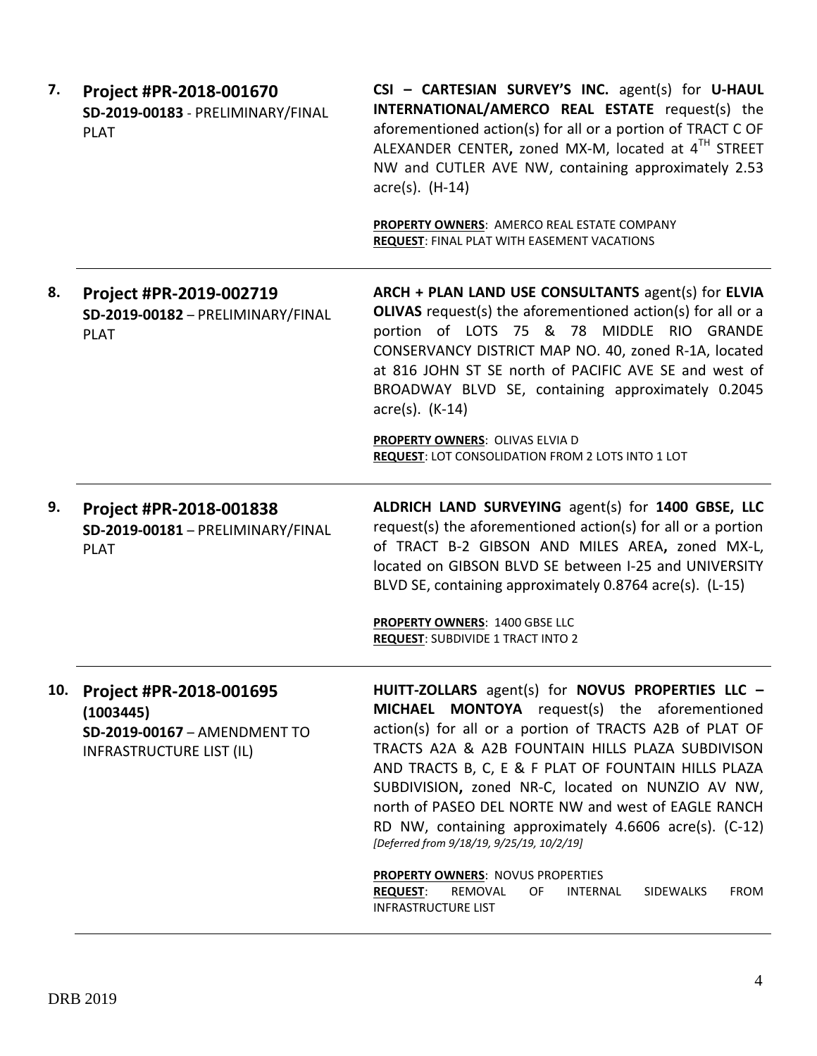7. **Project #PR-2018-001670**
   **SD-2019-00183** - PRELIMINARY/FINAL PLAT

   **CSI – CARTESIAN SURVEY'S INC.** agent(s) for **U-HAUL INTERNATIONAL/AMERCO REAL ESTATE** request(s) the aforementioned action(s) for all or a portion of TRACT C OF ALEXANDER CENTER**,** zoned MX-M, located at 4^TH^ STREET NW and CUTLER AVE NW, containing approximately 2.53 acre(s). (H-14)

   **PROPERTY OWNERS**: AMERCO REAL ESTATE COMPANY
   **REQUEST**: FINAL PLAT WITH EASEMENT VACATIONS

---

8. **Project #PR-2019-002719**
   **SD-2019-00182** – PRELIMINARY/FINAL PLAT

   **ARCH + PLAN LAND USE CONSULTANTS** agent(s) for **ELVIA OLIVAS** request(s) the aforementioned action(s) for all or a portion of LOTS 75 & 78 MIDDLE RIO GRANDE CONSERVANCY DISTRICT MAP NO. 40, zoned R-1A, located at 816 JOHN ST SE north of PACIFIC AVE SE and west of BROADWAY BLVD SE, containing approximately 0.2045 acre(s). (K-14)

   **PROPERTY OWNERS**: OLIVAS ELVIA D
   **REQUEST**: LOT CONSOLIDATION FROM 2 LOTS INTO 1 LOT

---

9. **Project #PR-2018-001838**
   **SD-2019-00181** – PRELIMINARY/FINAL PLAT

   **ALDRICH LAND SURVEYING** agent(s) for **1400 GBSE, LLC** request(s) the aforementioned action(s) for all or a portion of TRACT B-2 GIBSON AND MILES AREA**,** zoned MX-L, located on GIBSON BLVD SE between I-25 and UNIVERSITY BLVD SE, containing approximately 0.8764 acre(s). (L-15)

   **PROPERTY OWNERS**: 1400 GBSE LLC
   **REQUEST**: SUBDIVIDE 1 TRACT INTO 2

---

10. **Project #PR-2018-001695 (1003445)**
    **SD-2019-00167** – AMENDMENT TO INFRASTRUCTURE LIST (IL)

    **HUITT-ZOLLARS** agent(s) for **NOVUS PROPERTIES LLC – MICHAEL MONTOYA** request(s) the aforementioned action(s) for all or a portion of TRACTS A2B of PLAT OF TRACTS A2A & A2B FOUNTAIN HILLS PLAZA SUBDIVISON AND TRACTS B, C, E & F PLAT OF FOUNTAIN HILLS PLAZA SUBDIVISION**,** zoned NR-C, located on NUNZIO AV NW, north of PASEO DEL NORTE NW and west of EAGLE RANCH RD NW, containing approximately 4.6606 acre(s). (C-12) *[Deferred from 9/18/19, 9/25/19, 10/2/19]*

    **PROPERTY OWNERS**: NOVUS PROPERTIES
    **REQUEST**: REMOVAL OF INTERNAL SIDEWALKS FROM INFRASTRUCTURE LIST

---

DRB 2019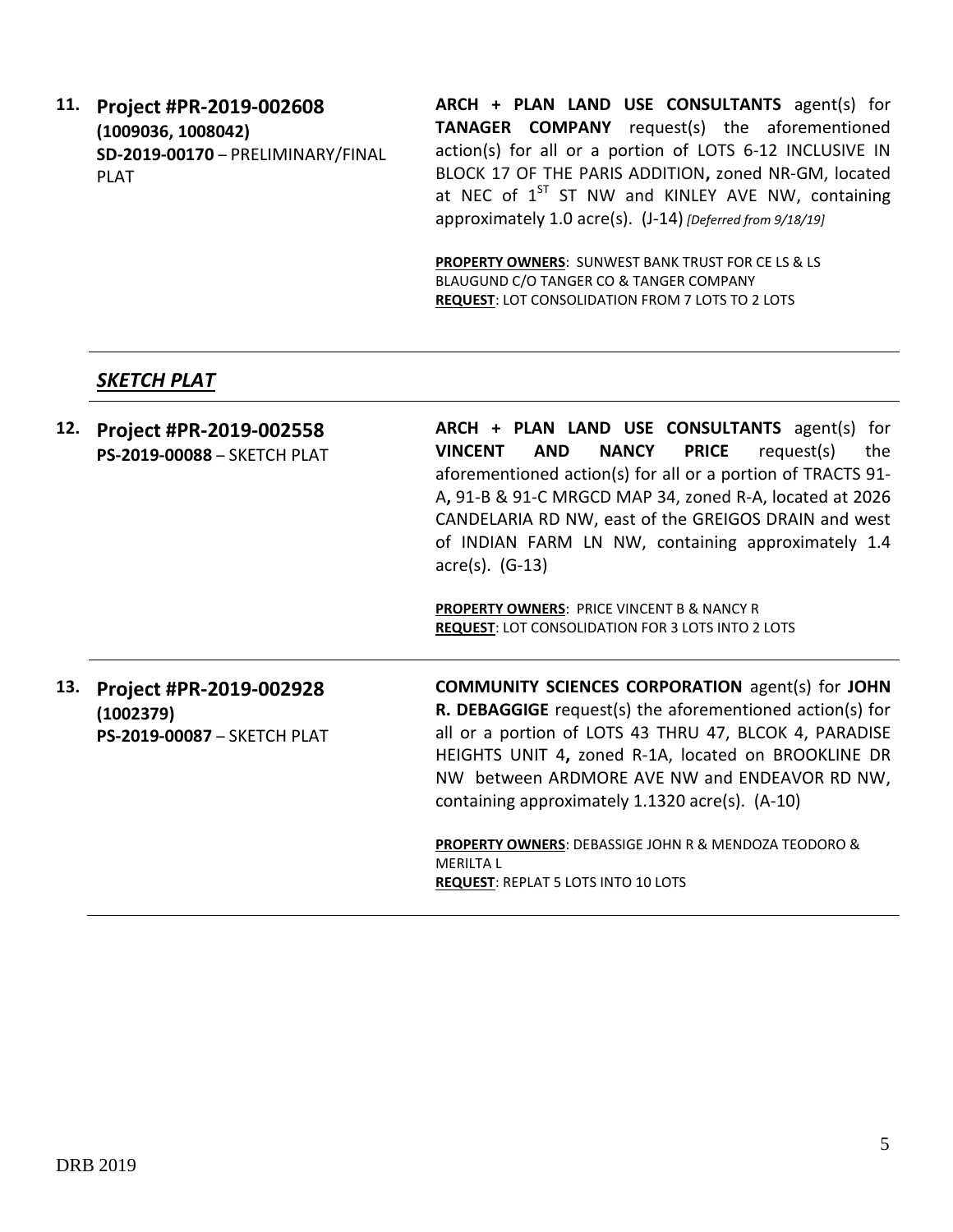11. **Project #PR-2019-002608**
**(1009036, 1008042)**
**SD-2019-00170** – PRELIMINARY/FINAL PLAT

**ARCH + PLAN LAND USE CONSULTANTS** agent(s) for **TANAGER COMPANY** request(s) the aforementioned action(s) for all or a portion of LOTS 6-12 INCLUSIVE IN BLOCK 17 OF THE PARIS ADDITION**,** zoned NR-GM, located at NEC of 1ST ST NW and KINLEY AVE NW, containing approximately 1.0 acre(s). (J-14) *[Deferred from 9/18/19]*

**PROPERTY OWNERS**: SUNWEST BANK TRUST FOR CE LS & LS BLAUGUND C/O TANGER CO & TANGER COMPANY
**REQUEST**: LOT CONSOLIDATION FROM 7 LOTS TO 2 LOTS

---

## *SKETCH PLAT*

---

12. **Project #PR-2019-002558**
**PS-2019-00088** – SKETCH PLAT

**ARCH + PLAN LAND USE CONSULTANTS** agent(s) for **VINCENT AND NANCY PRICE** request(s) the aforementioned action(s) for all or a portion of TRACTS 91-A**,** 91-B & 91-C MRGCD MAP 34, zoned R-A, located at 2026 CANDELARIA RD NW, east of the GREIGOS DRAIN and west of INDIAN FARM LN NW, containing approximately 1.4 acre(s). (G-13)

**PROPERTY OWNERS**: PRICE VINCENT B & NANCY R
**REQUEST**: LOT CONSOLIDATION FOR 3 LOTS INTO 2 LOTS

---

13. **Project #PR-2019-002928**
**(1002379)**
**PS-2019-00087** – SKETCH PLAT

**COMMUNITY SCIENCES CORPORATION** agent(s) for **JOHN R. DEBAGGIGE** request(s) the aforementioned action(s) for all or a portion of LOTS 43 THRU 47, BLCOK 4, PARADISE HEIGHTS UNIT 4**,** zoned R-1A, located on BROOKLINE DR NW between ARDMORE AVE NW and ENDEAVOR RD NW, containing approximately 1.1320 acre(s). (A-10)

**PROPERTY OWNERS**: DEBASSIGE JOHN R & MENDOZA TEODORO & MERILTA L
**REQUEST**: REPLAT 5 LOTS INTO 10 LOTS

---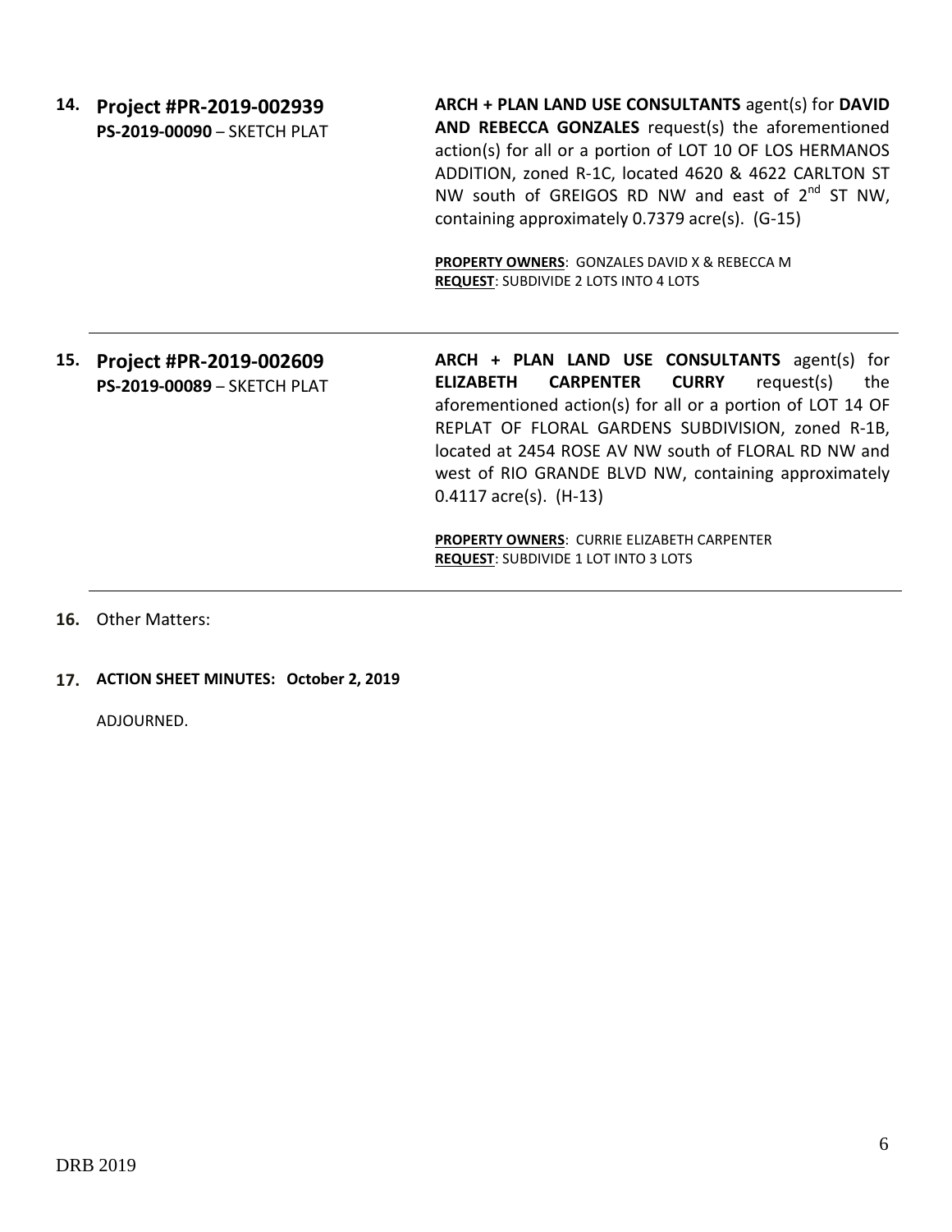**14.** **Project #PR-2019-002939**
**PS-2019-00090** – SKETCH PLAT

**ARCH + PLAN LAND USE CONSULTANTS** agent(s) for **DAVID AND REBECCA GONZALES** request(s) the aforementioned action(s) for all or a portion of LOT 10 OF LOS HERMANOS ADDITION, zoned R-1C, located 4620 & 4622 CARLTON ST NW south of GREIGOS RD NW and east of 2nd ST NW, containing approximately 0.7379 acre(s). (G-15)

**PROPERTY OWNERS**: GONZALES DAVID X & REBECCA M
**REQUEST**: SUBDIVIDE 2 LOTS INTO 4 LOTS

---

**15.** **Project #PR-2019-002609**
**PS-2019-00089** – SKETCH PLAT

**ARCH + PLAN LAND USE CONSULTANTS** agent(s) for **ELIZABETH CARPENTER CURRY** request(s) the aforementioned action(s) for all or a portion of LOT 14 OF REPLAT OF FLORAL GARDENS SUBDIVISION, zoned R-1B, located at 2454 ROSE AV NW south of FLORAL RD NW and west of RIO GRANDE BLVD NW, containing approximately 0.4117 acre(s). (H-13)

**PROPERTY OWNERS**: CURRIE ELIZABETH CARPENTER
**REQUEST**: SUBDIVIDE 1 LOT INTO 3 LOTS

---

**16.** Other Matters:

**17.** **ACTION SHEET MINUTES: October 2, 2019**

ADJOURNED.